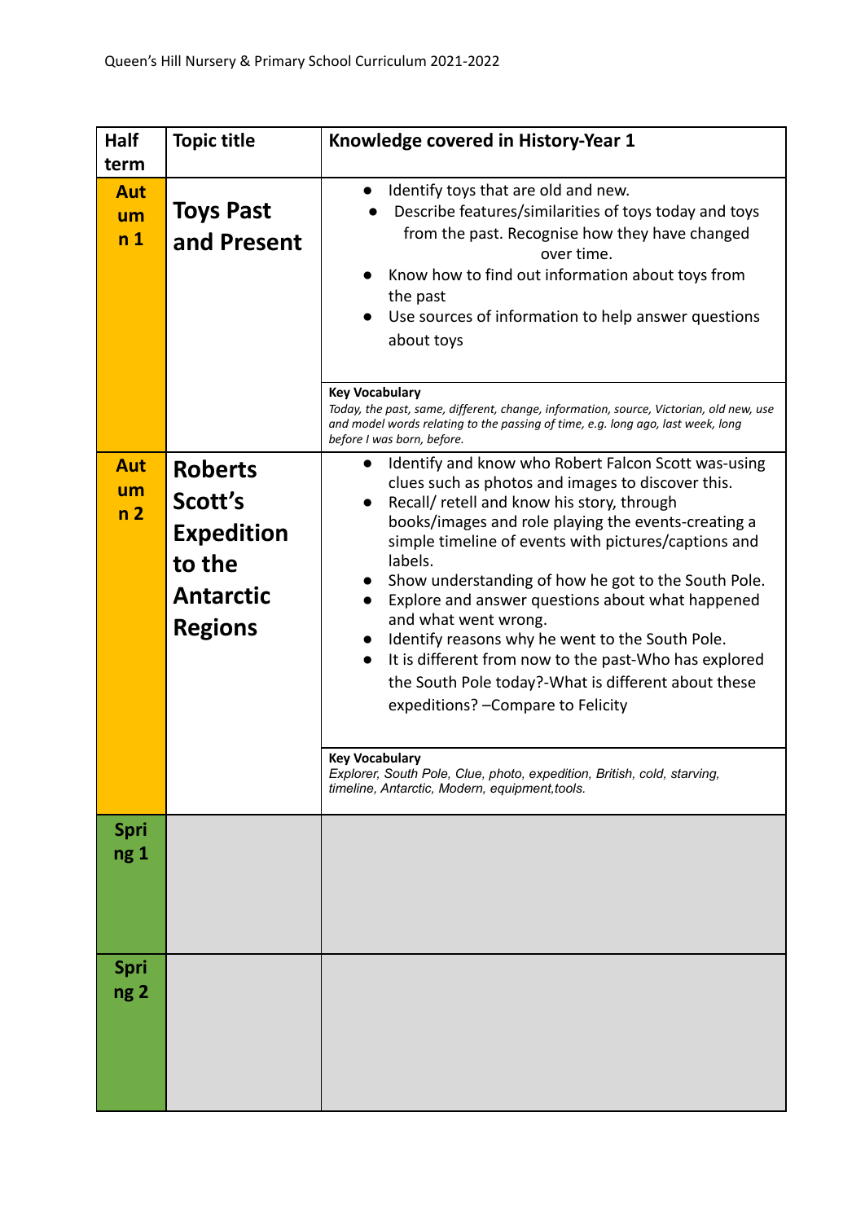Queen's Hill Nursery & Primary School Curriculum 2021-2022

| Half term | Topic title | Knowledge covered in History-Year 1 |
| --- | --- | --- |
| Autumn 1 | **Toys Past and Present** | • Identify toys that are old and new.<br>• Describe features/similarities of toys today and toys from the past. Recognise how they have changed over time.<br>• Know how to find out information about toys from the past<br>• Use sources of information to help answer questions about toys |
| | | **Key Vocabulary**<br>*Today, the past, same, different, change, information, source, Victorian, old new, use and model words relating to the passing of time, e.g. long ago, last week, long before I was born, before.* |
| Autumn 2 | **Roberts Scott's Expedition to the Antarctic Regions** | • Identify and know who Robert Falcon Scott was-using clues such as photos and images to discover this.<br>• Recall/ retell and know his story, through books/images and role playing the events-creating a simple timeline of events with pictures/captions and labels.<br>• Show understanding of how he got to the South Pole.<br>• Explore and answer questions about what happened and what went wrong.<br>• Identify reasons why he went to the South Pole.<br>• It is different from now to the past-Who has explored the South Pole today?-What is different about these expeditions? –Compare to Felicity |
| | | **Key Vocabulary**<br>*Explorer, South Pole, Clue, photo, expedition, British, cold, starving, timeline, Antarctic, Modern, equipment,tools.* |
| Spring 1 | | |
| Spring 2 | | |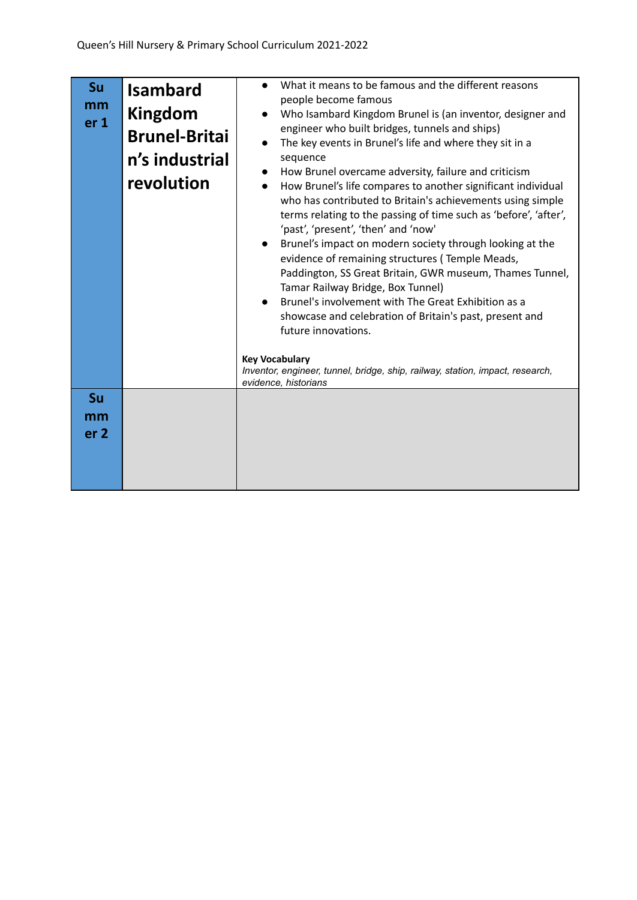| Summer 1 | **Isambard Kingdom Brunel-Britain's industrial revolution** | <ul><li>What it means to be famous and the different reasons people become famous</li><li>Who Isambard Kingdom Brunel is (an inventor, designer and engineer who built bridges, tunnels and ships)</li><li>The key events in Brunel's life and where they sit in a sequence</li><li>How Brunel overcame adversity, failure and criticism</li><li>How Brunel's life compares to another significant individual who has contributed to Britain's achievements using simple terms relating to the passing of time such as 'before', 'after', 'past', 'present', 'then' and 'now'</li><li>Brunel's impact on modern society through looking at the evidence of remaining structures ( Temple Meads, Paddington, SS Great Britain, GWR museum, Thames Tunnel, Tamar Railway Bridge, Box Tunnel)</li><li>Brunel's involvement with The Great Exhibition as a showcase and celebration of Britain's past, present and future innovations.</li></ul>**Key Vocabulary**<br>*Inventor, engineer, tunnel, bridge, ship, railway, station, impact, research, evidence, historians* |
|---|---|---|
| Summer 2 | | |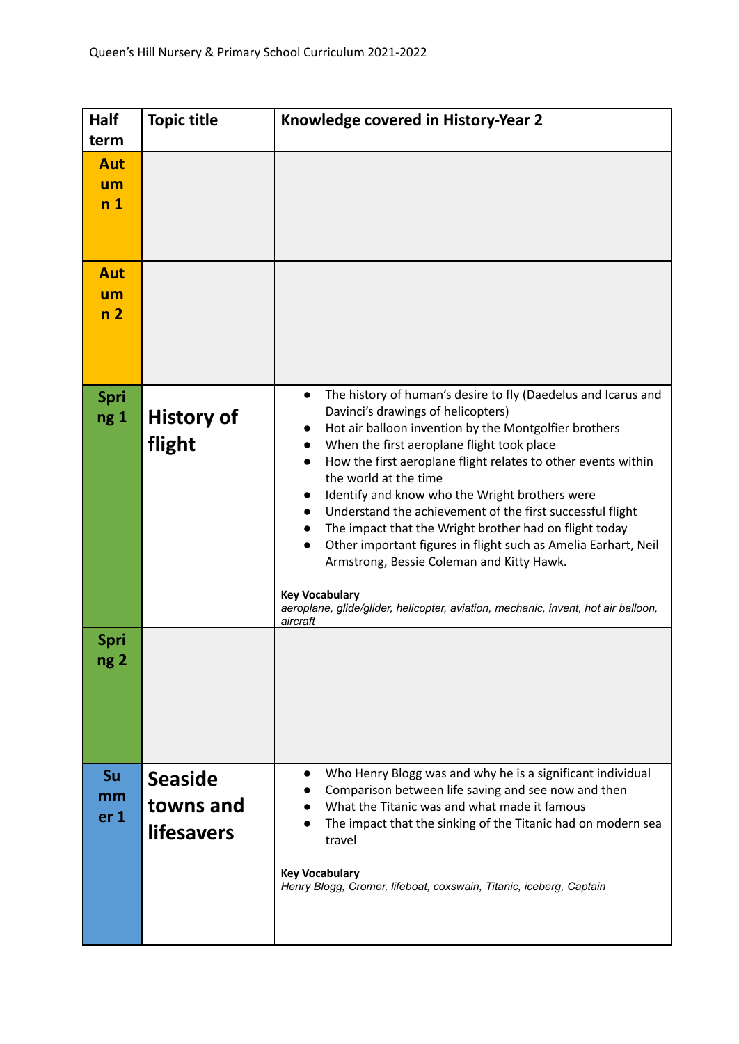| Half term | Topic title | Knowledge covered in History-Year 2 |
|---|---|---|
| Autumn 1 | | |
| Autumn 2 | | |
| Spring 1 | **History of flight** | • The history of human's desire to fly (Daedelus and Icarus and Davinci's drawings of helicopters)<br>• Hot air balloon invention by the Montgolfier brothers<br>• When the first aeroplane flight took place<br>• How the first aeroplane flight relates to other events within the world at the time<br>• Identify and know who the Wright brothers were<br>• Understand the achievement of the first successful flight<br>• The impact that the Wright brother had on flight today<br>• Other important figures in flight such as Amelia Earhart, Neil Armstrong, Bessie Coleman and Kitty Hawk.<br><br>**Key Vocabulary**<br>*aeroplane, glide/glider, helicopter, aviation, mechanic, invent, hot air balloon, aircraft* |
| Spring 2 | | |
| Summer 1 | **Seaside towns and lifesavers** | • Who Henry Blogg was and why he is a significant individual<br>• Comparison between life saving and see now and then<br>• What the Titanic was and what made it famous<br>• The impact that the sinking of the Titanic had on modern sea travel<br><br>**Key Vocabulary**<br>*Henry Blogg, Cromer, lifeboat, coxswain, Titanic, iceberg, Captain* |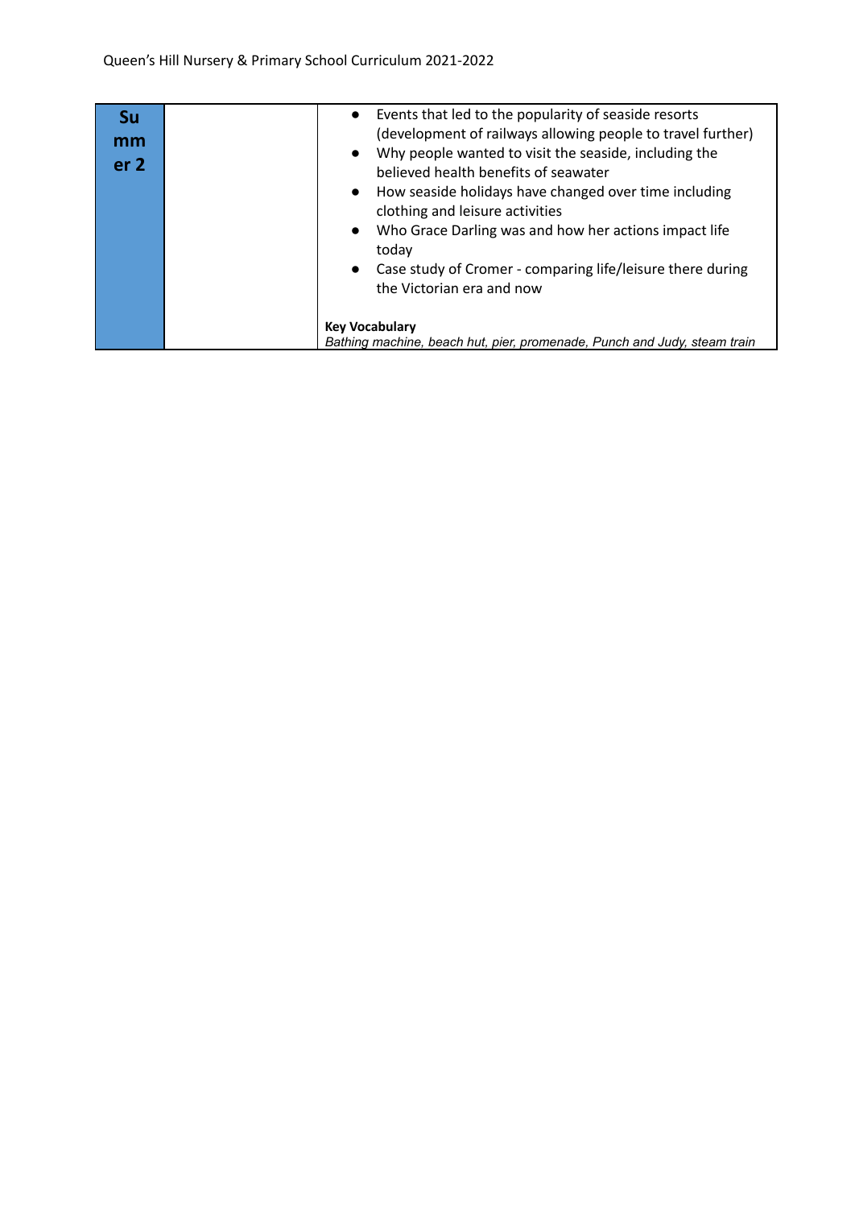| | | |
|---|---|---|
| **Summer 2** | | • Events that led to the popularity of seaside resorts (development of railways allowing people to travel further)<br>• Why people wanted to visit the seaside, including the believed health benefits of seawater<br>• How seaside holidays have changed over time including clothing and leisure activities<br>• Who Grace Darling was and how her actions impact life today<br>• Case study of Cromer - comparing life/leisure there during the Victorian era and now<br><br>**Key Vocabulary**<br>*Bathing machine, beach hut, pier, promenade, Punch and Judy, steam train* |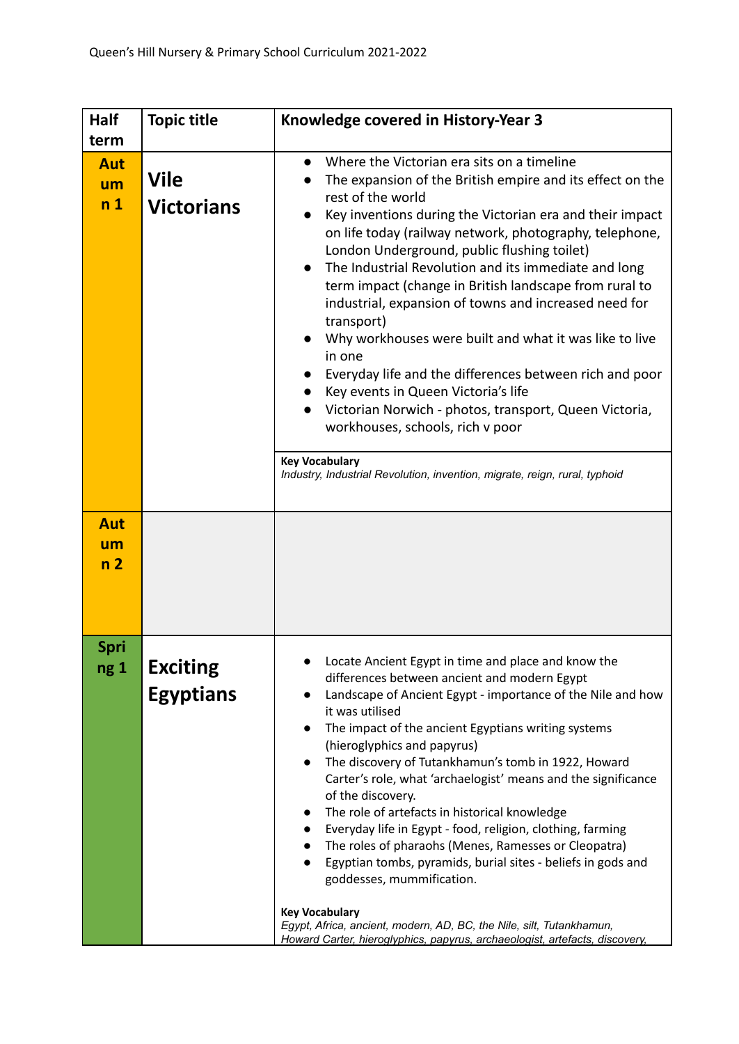| Half term | Topic title | Knowledge covered in History-Year 3 |
| --- | --- | --- |
| **Autumn 1** | **Vile Victorians** | • Where the Victorian era sits on a timeline<br>• The expansion of the British empire and its effect on the rest of the world<br>• Key inventions during the Victorian era and their impact on life today (railway network, photography, telephone, London Underground, public flushing toilet)<br>• The Industrial Revolution and its immediate and long term impact (change in British landscape from rural to industrial, expansion of towns and increased need for transport)<br>• Why workhouses were built and what it was like to live in one<br>• Everyday life and the differences between rich and poor<br>• Key events in Queen Victoria's life<br>• Victorian Norwich - photos, transport, Queen Victoria, workhouses, schools, rich v poor<br><br>**Key Vocabulary**<br>*Industry, Industrial Revolution, invention, migrate, reign, rural, typhoid* |
| **Autumn 2** | | |
| **Spring 1** | **Exciting Egyptians** | • Locate Ancient Egypt in time and place and know the differences between ancient and modern Egypt<br>• Landscape of Ancient Egypt - importance of the Nile and how it was utilised<br>• The impact of the ancient Egyptians writing systems (hieroglyphics and papyrus)<br>• The discovery of Tutankhamun's tomb in 1922, Howard Carter's role, what 'archaelogist' means and the significance of the discovery.<br>• The role of artefacts in historical knowledge<br>• Everyday life in Egypt - food, religion, clothing, farming<br>• The roles of pharaohs (Menes, Ramesses or Cleopatra)<br>• Egyptian tombs, pyramids, burial sites - beliefs in gods and goddesses, mummification.<br><br>**Key Vocabulary**<br>*Egypt, Africa, ancient, modern, AD, BC, the Nile, silt, Tutankhamun, Howard Carter, hieroglyphics, papyrus, archaeologist, artefacts, discovery,* |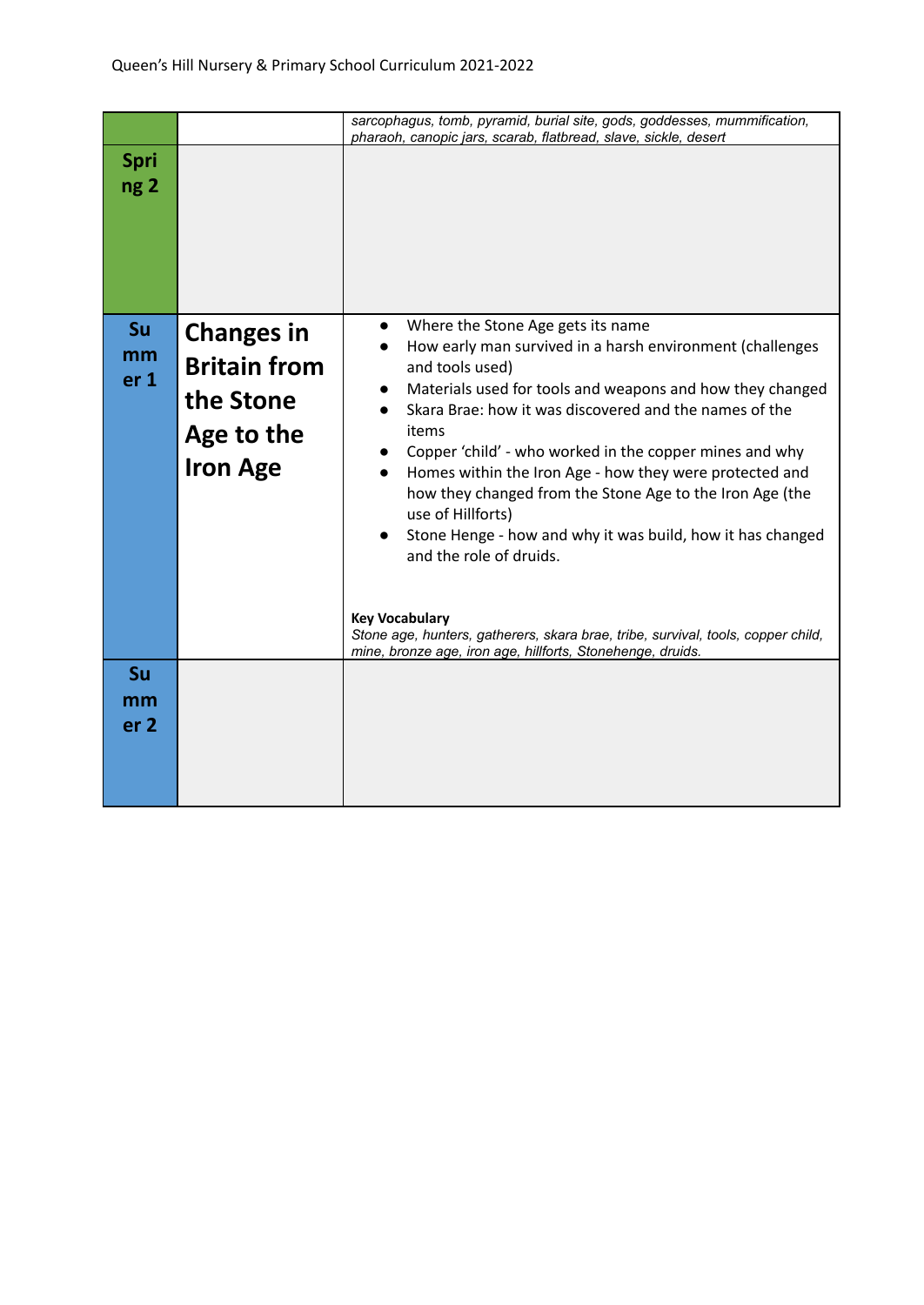| | | |
|---|---|---|
| | | *sarcophagus, tomb, pyramid, burial site, gods, goddesses, mummification, pharaoh, canopic jars, scarab, flatbread, slave, sickle, desert* |
| **Spring 2** | | |
| **Summer 1** | **Changes in Britain from the Stone Age to the Iron Age** | • Where the Stone Age gets its name<br>• How early man survived in a harsh environment (challenges and tools used)<br>• Materials used for tools and weapons and how they changed<br>• Skara Brae: how it was discovered and the names of the items<br>• Copper 'child' - who worked in the copper mines and why<br>• Homes within the Iron Age - how they were protected and how they changed from the Stone Age to the Iron Age (the use of Hillforts)<br>• Stone Henge - how and why it was build, how it has changed and the role of druids.<br><br>**Key Vocabulary**<br>*Stone age, hunters, gatherers, skara brae, tribe, survival, tools, copper child, mine, bronze age, iron age, hillforts, Stonehenge, druids.* |
| **Summer 2** | | |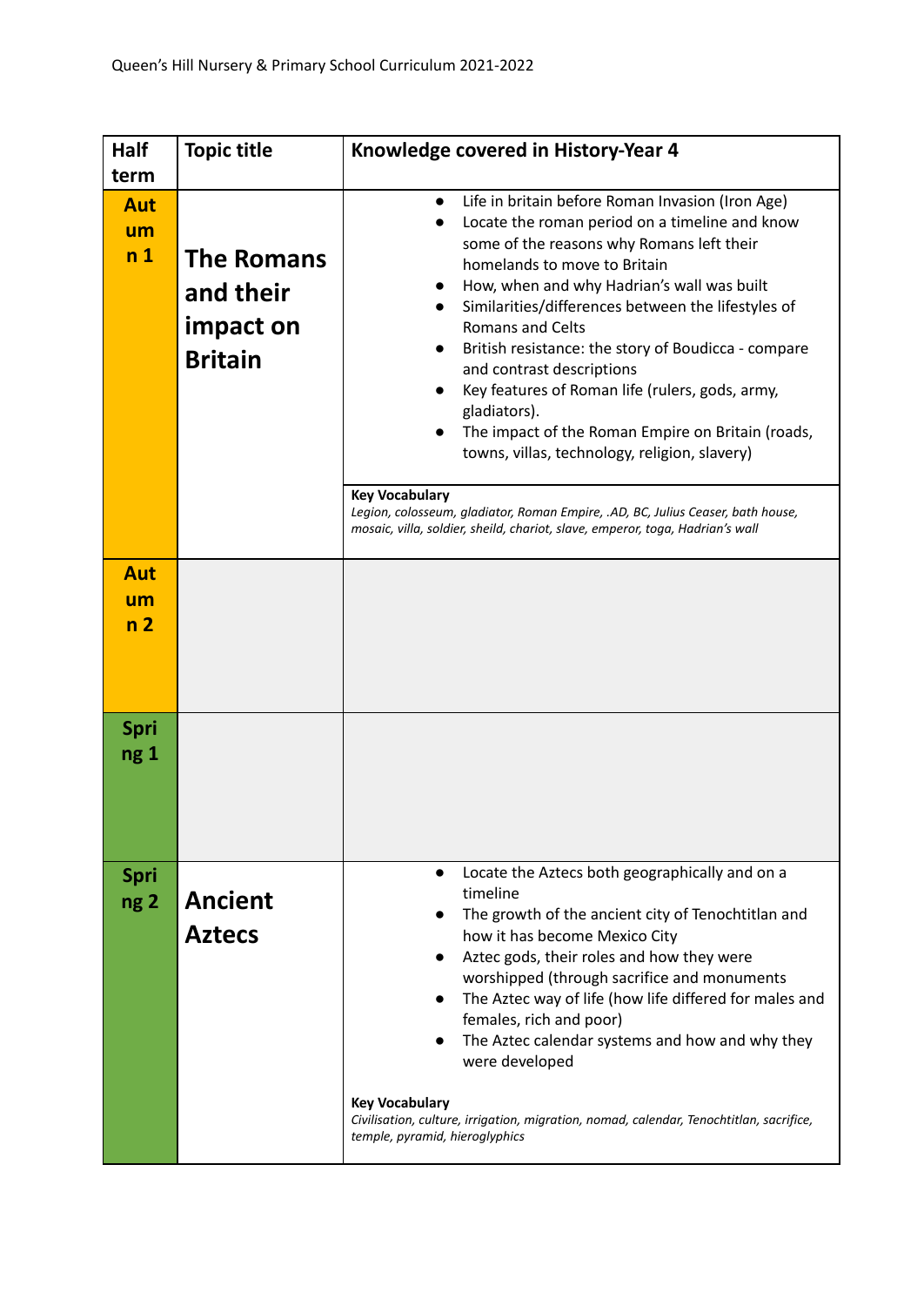| Half term | Topic title | Knowledge covered in History-Year 4 |
|---|---|---|
| Autumn 1 | **The Romans and their impact on Britain** | • Life in britain before Roman Invasion (Iron Age)<br>• Locate the roman period on a timeline and know some of the reasons why Romans left their homelands to move to Britain<br>• How, when and why Hadrian's wall was built<br>• Similarities/differences between the lifestyles of Romans and Celts<br>• British resistance: the story of Boudicca - compare and contrast descriptions<br>• Key features of Roman life (rulers, gods, army, gladiators).<br>• The impact of the Roman Empire on Britain (roads, towns, villas, technology, religion, slavery)<br><br>**Key Vocabulary**<br>*Legion, colosseum, gladiator, Roman Empire, .AD, BC, Julius Ceaser, bath house, mosaic, villa, soldier, sheild, chariot, slave, emperor, toga, Hadrian's wall* |
| Autumn 2 | | |
| Spring 1 | | |
| Spring 2 | **Ancient Aztecs** | • Locate the Aztecs both geographically and on a timeline<br>• The growth of the ancient city of Tenochtitlan and how it has become Mexico City<br>• Aztec gods, their roles and how they were worshipped (through sacrifice and monuments<br>• The Aztec way of life (how life differed for males and females, rich and poor)<br>• The Aztec calendar systems and how and why they were developed<br><br>**Key Vocabulary**<br>*Civilisation, culture, irrigation, migration, nomad, calendar, Tenochtitlan, sacrifice, temple, pyramid, hieroglyphics* |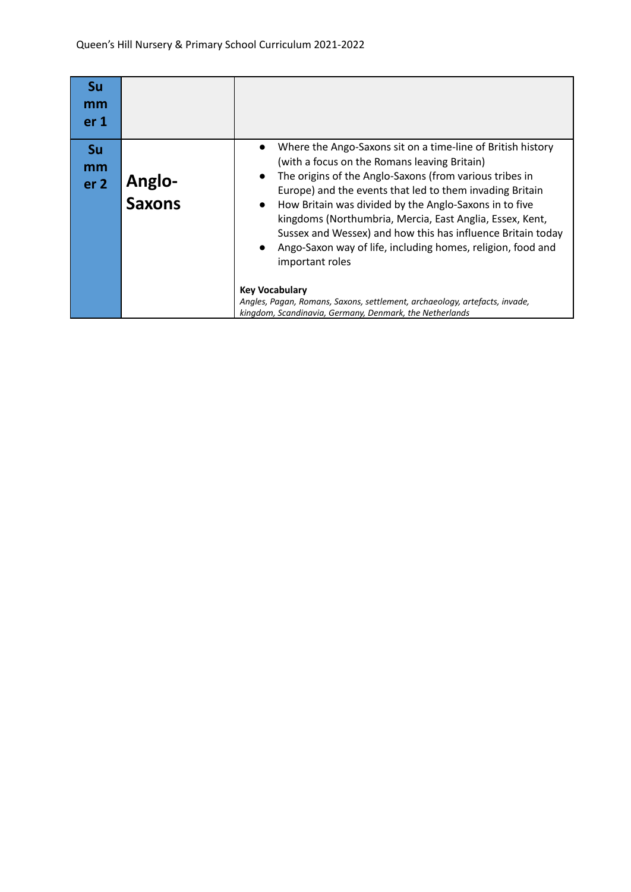| Summer 1 | | |
|---|---|---|
| **Summer 2** | **Anglo-Saxons** | <ul><li>Where the Ango-Saxons sit on a time-line of British history (with a focus on the Romans leaving Britain)</li><li>The origins of the Anglo-Saxons (from various tribes in Europe) and the events that led to them invading Britain</li><li>How Britain was divided by the Anglo-Saxons in to five kingdoms (Northumbria, Mercia, East Anglia, Essex, Kent, Sussex and Wessex) and how this has influence Britain today</li><li>Ango-Saxon way of life, including homes, religion, food and important roles</li></ul> **Key Vocabulary** *Angles, Pagan, Romans, Saxons, settlement, archaeology, artefacts, invade, kingdom, Scandinavia, Germany, Denmark, the Netherlands* |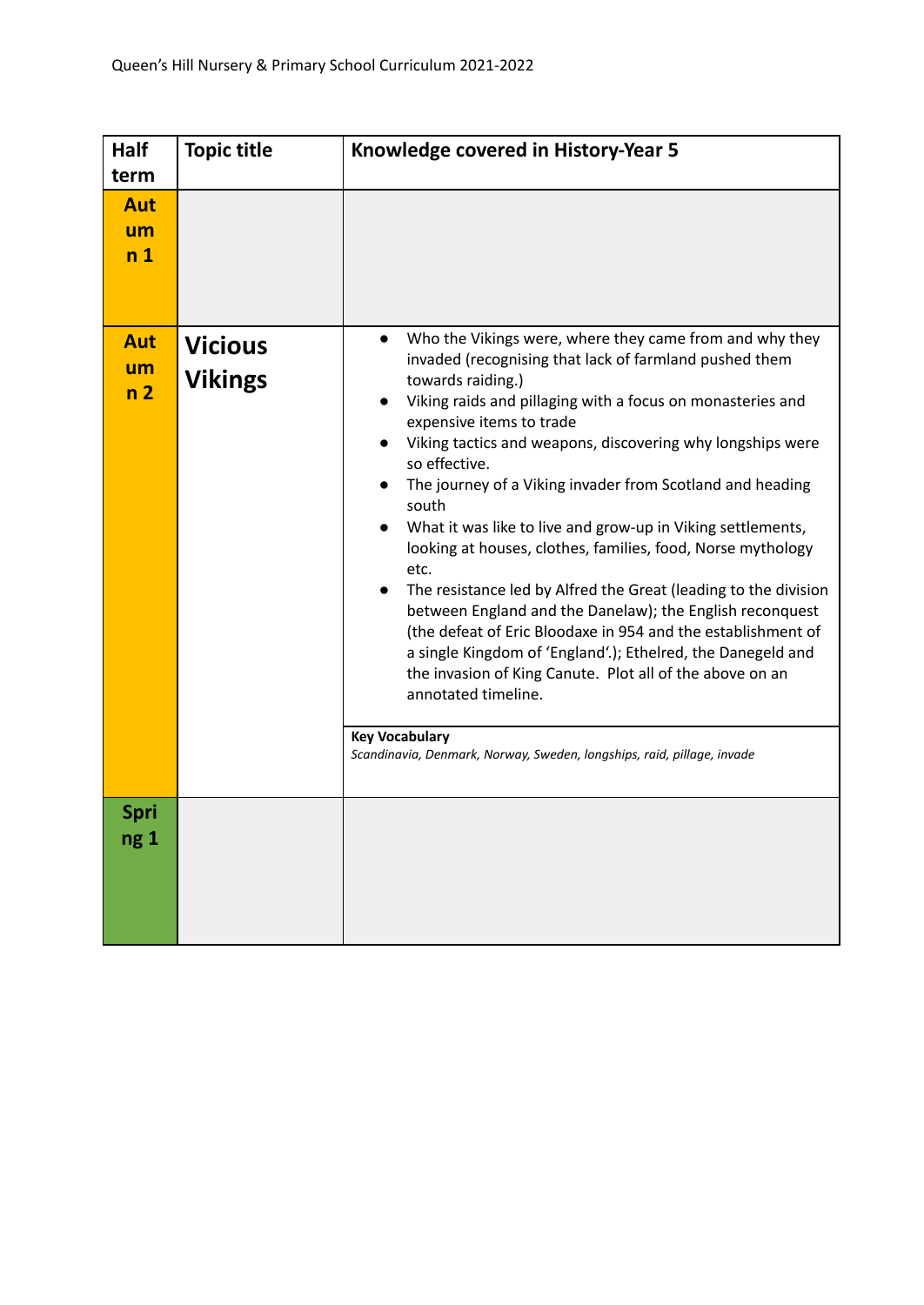| Half term | Topic title | Knowledge covered in History-Year 5 |
|---|---|---|
| Autumn 1 | | |
| Autumn 2 | **Vicious Vikings** | • Who the Vikings were, where they came from and why they invaded (recognising that lack of farmland pushed them towards raiding.)<br>• Viking raids and pillaging with a focus on monasteries and expensive items to trade<br>• Viking tactics and weapons, discovering why longships were so effective.<br>• The journey of a Viking invader from Scotland and heading south<br>• What it was like to live and grow-up in Viking settlements, looking at houses, clothes, families, food, Norse mythology etc.<br>• The resistance led by Alfred the Great (leading to the division between England and the Danelaw); the English reconquest (the defeat of Eric Bloodaxe in 954 and the establishment of a single Kingdom of 'England'.); Ethelred, the Danegeld and the invasion of King Canute. Plot all of the above on an annotated timeline.<br><br>**Key Vocabulary**<br>*Scandinavia, Denmark, Norway, Sweden, longships, raid, pillage, invade* |
| Spring 1 | | |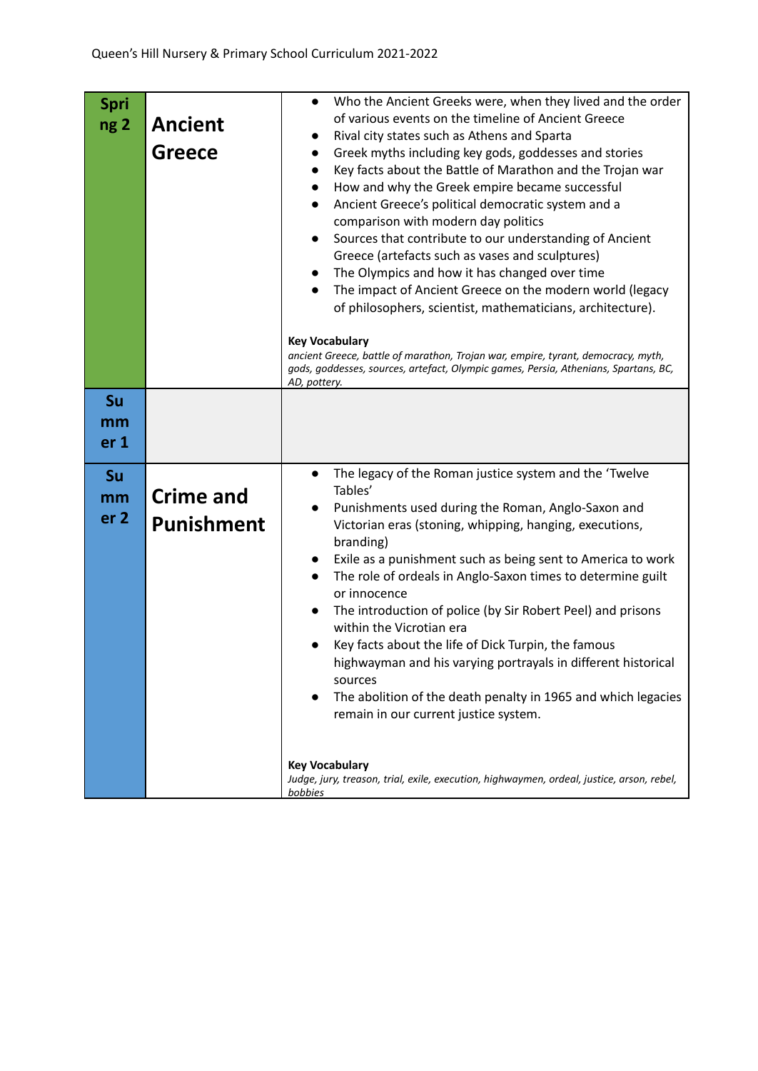| Term | Topic | Content |
| --- | --- | --- |
| Spring 2 | Ancient Greece | • Who the Ancient Greeks were, when they lived and the order of various events on the timeline of Ancient Greece<br>• Rival city states such as Athens and Sparta<br>• Greek myths including key gods, goddesses and stories<br>• Key facts about the Battle of Marathon and the Trojan war<br>• How and why the Greek empire became successful<br>• Ancient Greece's political democratic system and a comparison with modern day politics<br>• Sources that contribute to our understanding of Ancient Greece (artefacts such as vases and sculptures)<br>• The Olympics and how it has changed over time<br>• The impact of Ancient Greece on the modern world (legacy of philosophers, scientist, mathematicians, architecture).<br><br>**Key Vocabulary**<br>*ancient Greece, battle of marathon, Trojan war, empire, tyrant, democracy, myth, gods, goddesses, sources, artefact, Olympic games, Persia, Athenians, Spartans, BC, AD, pottery.* |
| Summer 1 | | |
| Summer 2 | Crime and Punishment | • The legacy of the Roman justice system and the 'Twelve Tables'<br>• Punishments used during the Roman, Anglo-Saxon and Victorian eras (stoning, whipping, hanging, executions, branding)<br>• Exile as a punishment such as being sent to America to work<br>• The role of ordeals in Anglo-Saxon times to determine guilt or innocence<br>• The introduction of police (by Sir Robert Peel) and prisons within the Vicrotian era<br>• Key facts about the life of Dick Turpin, the famous highwayman and his varying portrayals in different historical sources<br>• The abolition of the death penalty in 1965 and which legacies remain in our current justice system.<br><br>**Key Vocabulary**<br>*Judge, jury, treason, trial, exile, execution, highwaymen, ordeal, justice, arson, rebel, bobbies* |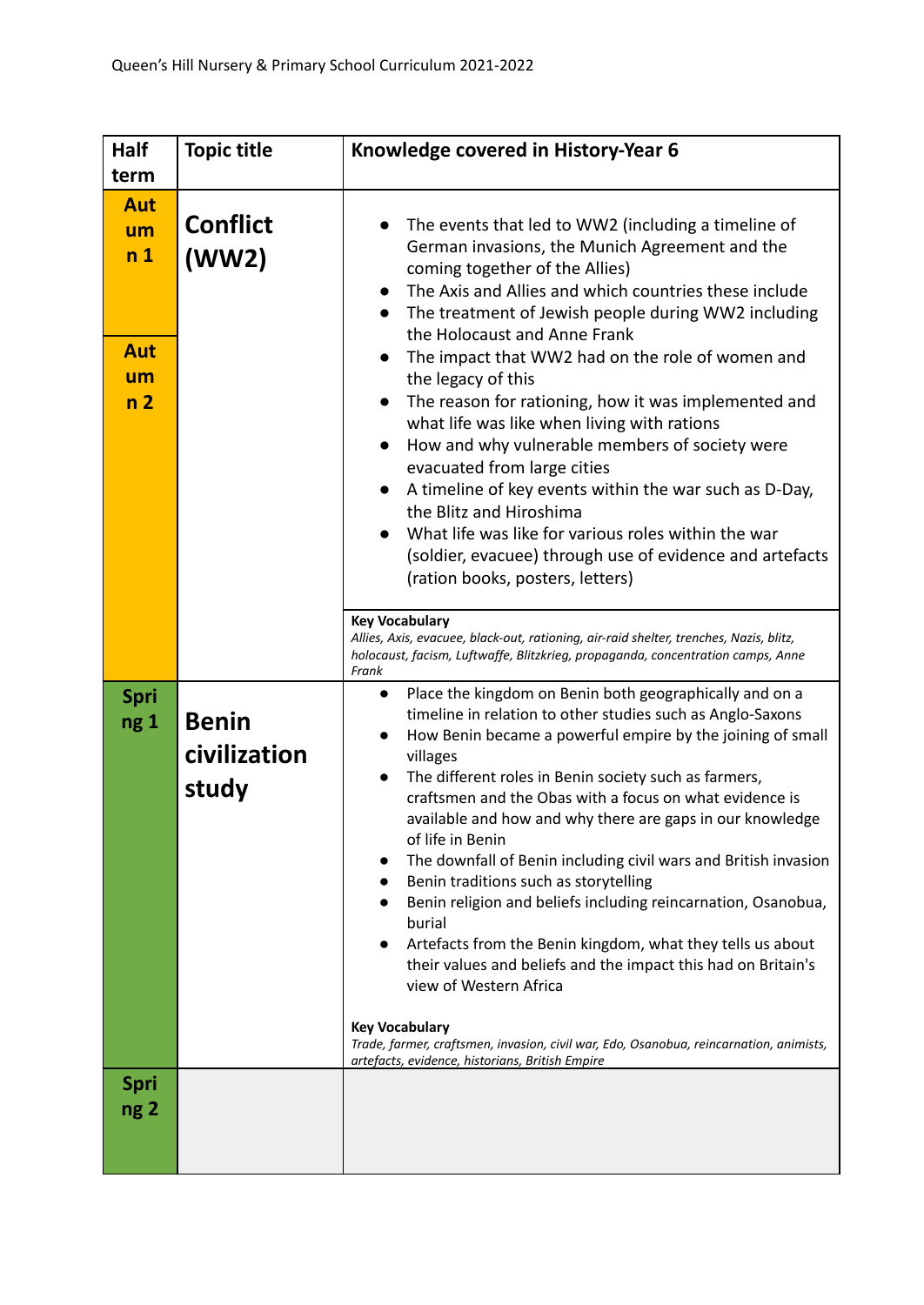| Half term | Topic title | Knowledge covered in History-Year 6 |
| --- | --- | --- |
| Autumn 1<br><br>Autumn 2 | **Conflict (WW2)** | • The events that led to WW2 (including a timeline of German invasions, the Munich Agreement and the coming together of the Allies)<br>• The Axis and Allies and which countries these include<br>• The treatment of Jewish people during WW2 including the Holocaust and Anne Frank<br>• The impact that WW2 had on the role of women and the legacy of this<br>• The reason for rationing, how it was implemented and what life was like when living with rations<br>• How and why vulnerable members of society were evacuated from large cities<br>• A timeline of key events within the war such as D-Day, the Blitz and Hiroshima<br>• What life was like for various roles within the war (soldier, evacuee) through use of evidence and artefacts (ration books, posters, letters)<br><br>**Key Vocabulary**<br>*Allies, Axis, evacuee, black-out, rationing, air-raid shelter, trenches, Nazis, blitz, holocaust, facism, Luftwaffe, Blitzkrieg, propaganda, concentration camps, Anne Frank* |
| Spring 1 | **Benin civilization study** | • Place the kingdom on Benin both geographically and on a timeline in relation to other studies such as Anglo-Saxons<br>• How Benin became a powerful empire by the joining of small villages<br>• The different roles in Benin society such as farmers, craftsmen and the Obas with a focus on what evidence is available and how and why there are gaps in our knowledge of life in Benin<br>• The downfall of Benin including civil wars and British invasion<br>• Benin traditions such as storytelling<br>• Benin religion and beliefs including reincarnation, Osanobua, burial<br>• Artefacts from the Benin kingdom, what they tells us about their values and beliefs and the impact this had on Britain's view of Western Africa<br><br>**Key Vocabulary**<br>*Trade, farmer, craftsmen, invasion, civil war, Edo, Osanobua, reincarnation, animists, artefacts, evidence, historians, British Empire* |
| Spring 2 | | |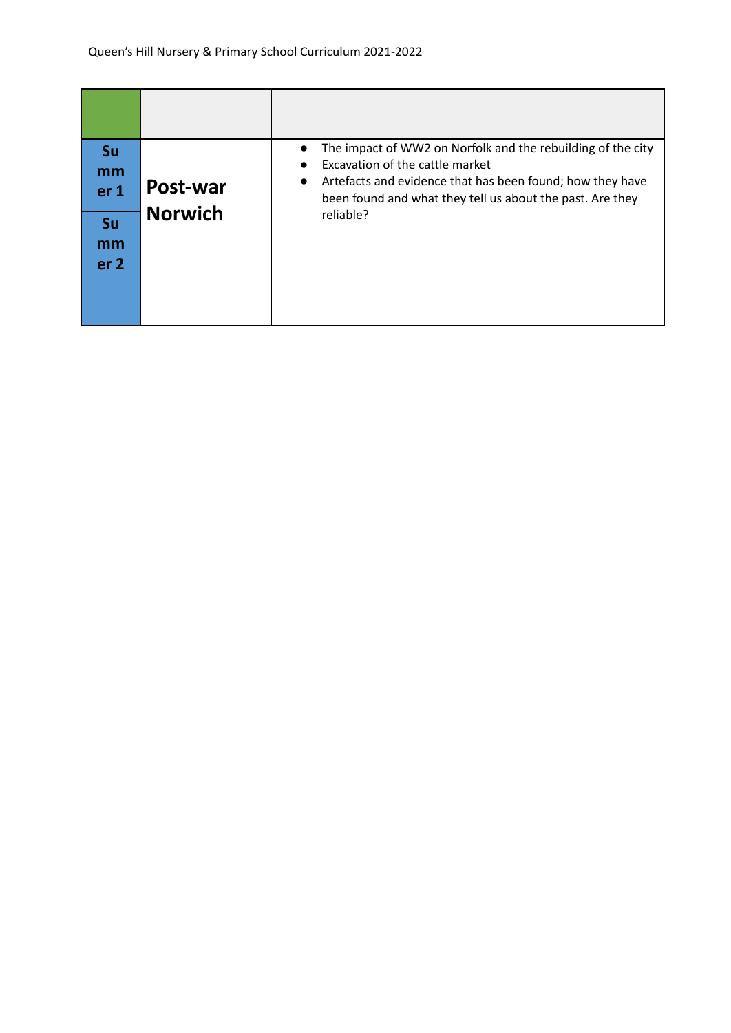| | | |
|---|---|---|
| Summer 1<br>Summer 2 | **Post-war Norwich** | • The impact of WW2 on Norfolk and the rebuilding of the city<br>• Excavation of the cattle market<br>• Artefacts and evidence that has been found; how they have been found and what they tell us about the past. Are they reliable? |